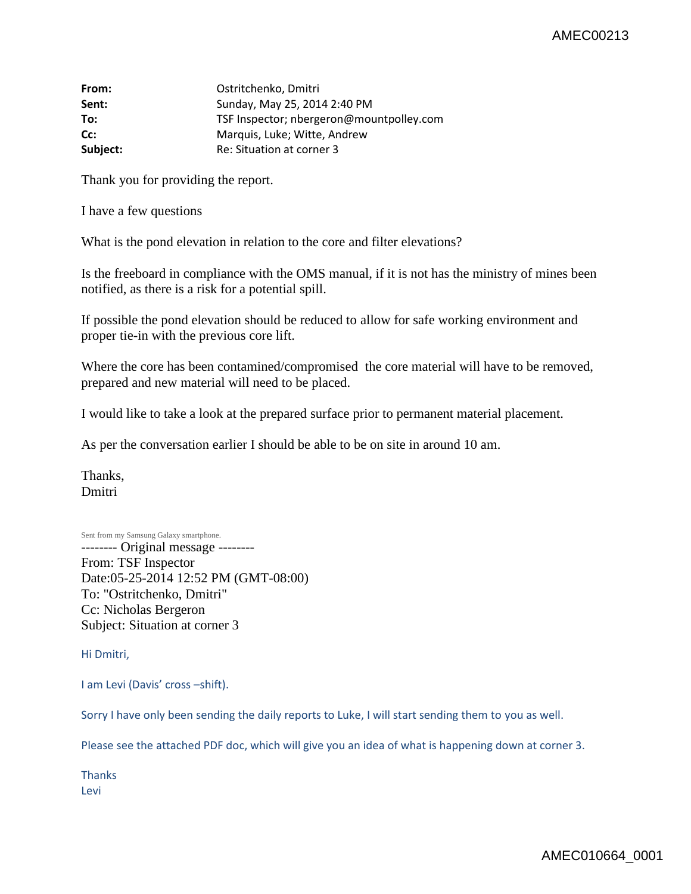| | |
|---|---|
| **From:** | Ostritchenko, Dmitri |
| **Sent:** | Sunday, May 25, 2014 2:40 PM |
| **To:** | TSF Inspector; nbergeron@mountpolley.com |
| **Cc:** | Marquis, Luke; Witte, Andrew |
| **Subject:** | Re: Situation at corner 3 |

Thank you for providing the report.

I have a few questions

What is the pond elevation in relation to the core and filter elevations?

Is the freeboard in compliance with the OMS manual, if it is not has the ministry of mines been notified, as there is a risk for a potential spill.

If possible the pond elevation should be reduced to allow for safe working environment and proper tie-in with the previous core lift.

Where the core has been contamined/compromised  the core material will have to be removed, prepared and new material will need to be placed.

I would like to take a look at the prepared surface prior to permanent material placement.

As per the conversation earlier I should be able to be on site in around 10 am.

Thanks,  
Dmitri

Sent from my Samsung Galaxy smartphone.

-------- Original message --------  
From: TSF Inspector  
Date:05-25-2014 12:52 PM (GMT-08:00)  
To: "Ostritchenko, Dmitri"  
Cc: Nicholas Bergeron  
Subject: Situation at corner 3

Hi Dmitri,

I am Levi (Davis' cross –shift).

Sorry I have only been sending the daily reports to Luke, I will start sending them to you as well.

Please see the attached PDF doc, which will give you an idea of what is happening down at corner 3.

Thanks  
Levi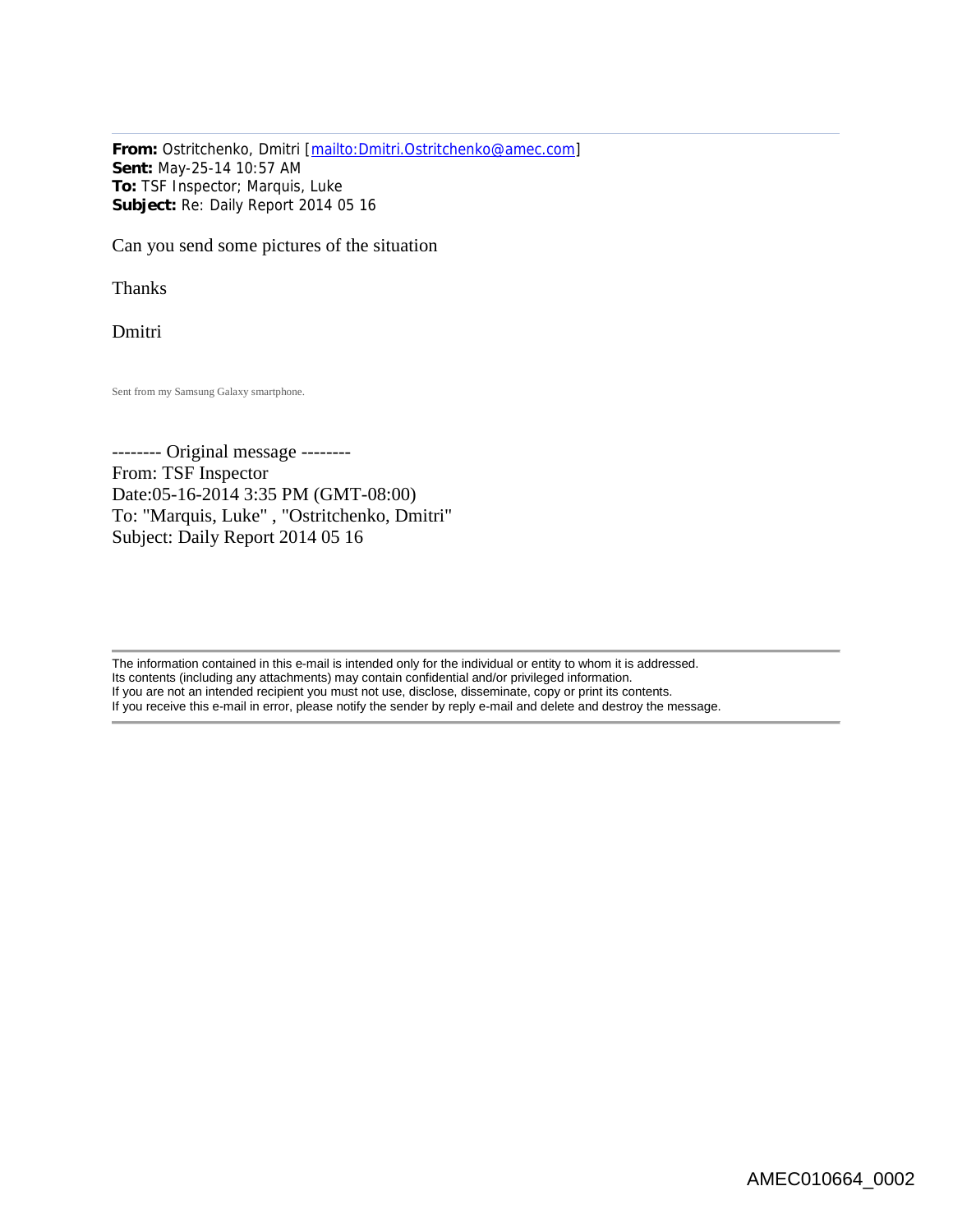**From:** Ostritchenko, Dmitri [mailto:Dmitri.Ostritchenko@amec.com]
**Sent:** May-25-14 10:57 AM
**To:** TSF Inspector; Marquis, Luke
**Subject:** Re: Daily Report 2014 05 16

Can you send some pictures of the situation

Thanks

Dmitri

Sent from my Samsung Galaxy smartphone.

-------- Original message --------
From: TSF Inspector
Date:05-16-2014 3:35 PM (GMT-08:00)
To: "Marquis, Luke" , "Ostritchenko, Dmitri"
Subject: Daily Report 2014 05 16

---

The information contained in this e-mail is intended only for the individual or entity to whom it is addressed.
Its contents (including any attachments) may contain confidential and/or privileged information.
If you are not an intended recipient you must not use, disclose, disseminate, copy or print its contents.
If you receive this e-mail in error, please notify the sender by reply e-mail and delete and destroy the message.

---

AMEC010664_0002